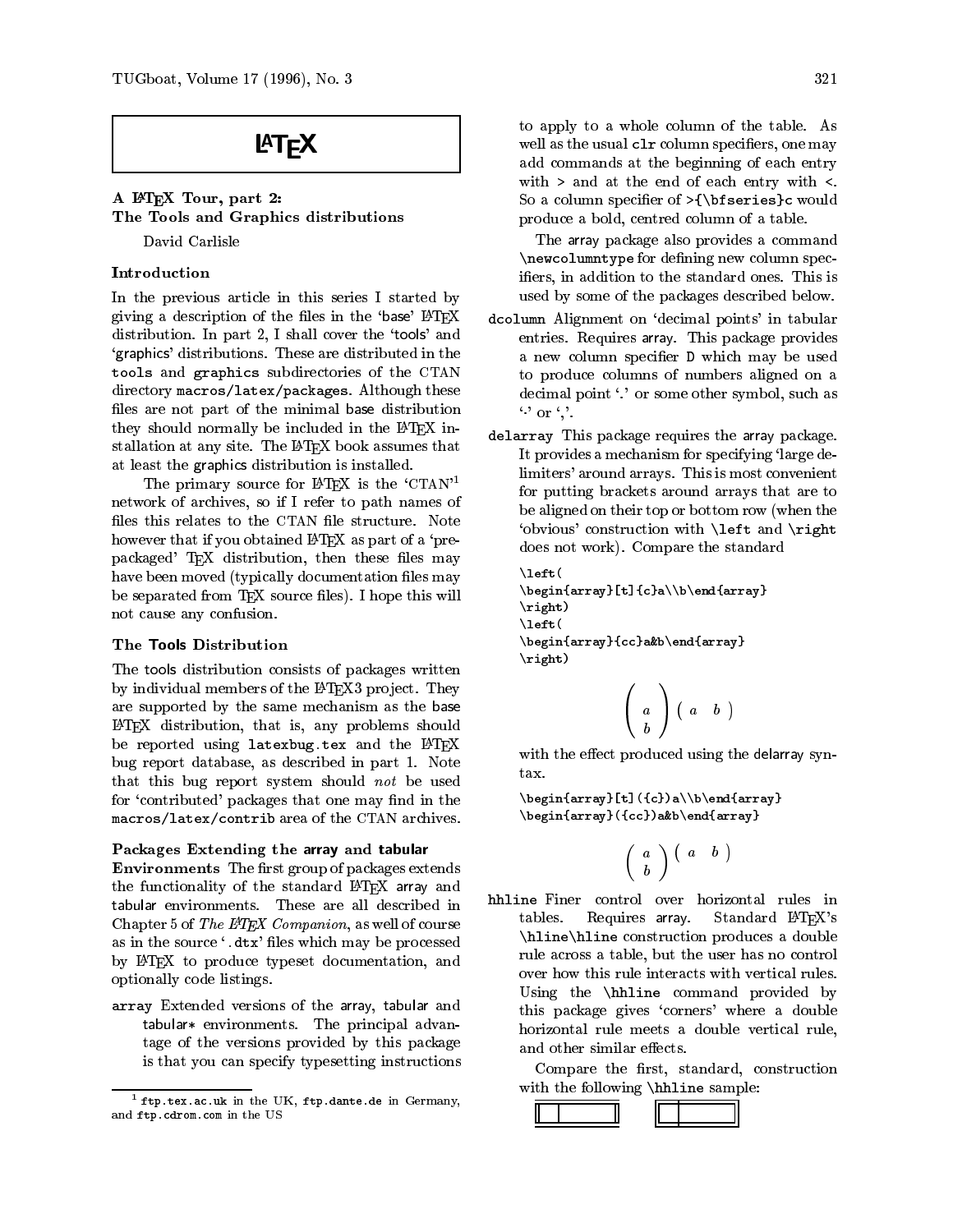# LaTeX

## A LaTeX Tour, part 2: The Tools and Graphics distributions

David Carlisle

### Introduction

In the previous article in this series I started by giving a description of the files in the 'base' LaTeX distribution. In part 2, I shall cover the 'tools' and 'graphics' distributions. These are distributed in the `tools` and `graphics` subdirectories of the CTAN directory `macros/latex/packages`. Although these files are not part of the minimal base distribution they should normally be included in the LaTeX installation at any site. The LaTeX book assumes that at least the graphics distribution is installed.

The primary source for LaTeX is the 'CTAN'[1] network of archives, so if I refer to path names of files this relates to the CTAN file structure. Note however that if you obtained LaTeX as part of a 'prepackaged' TeX distribution, then these files may have been moved (typically documentation files may be separated from TeX source files). I hope this will not cause any confusion.

### The Tools Distribution

The tools distribution consists of packages written by individual members of the LaTeX3 project. They are supported by the same mechanism as the base LaTeX distribution, that is, any problems should be reported using `latexbug.tex` and the LaTeX bug report database, as described in part 1. Note that this bug report system should *not* be used for 'contributed' packages that one may find in the `macros/latex/contrib` area of the CTAN archives.

**Packages Extending the array and tabular Environments** The first group of packages extends the functionality of the standard LaTeX array and tabular environments. These are all described in Chapter 5 of *The LaTeX Companion*, as well of course as in the source '`.dtx`' files which may be processed by LaTeX to produce typeset documentation, and optionally code listings.

**`array`** Extended versions of the array, tabular and tabular* environments. The principal advantage of the versions provided by this package is that you can specify typesetting instructions to apply to a whole column of the table. As well as the usual `clr` column specifiers, one may add commands at the beginning of each entry with `>` and at the end of each entry with `<`. So a column specifier of `>{\bfseries}c` would produce a bold, centred column of a table.

The array package also provides a command `\newcolumntype` for defining new column specifiers, in addition to the standard ones. This is used by some of the packages described below.

**`dcolumn`** Alignment on 'decimal points' in tabular entries. Requires array. This package provides a new column specifier `D` which may be used to produce columns of numbers aligned on a decimal point '.' or some other symbol, such as '·' or ','.

**`delarray`** This package requires the array package. It provides a mechanism for specifying 'large delimiters' around arrays. This is most convenient for putting brackets around arrays that are to be aligned on their top or bottom row (when the 'obvious' construction with `\left` and `\right` does not work). Compare the standard

```
\left(
\begin{array}[t]{c}a\\b\end{array}
\right)
\left(
\begin{array}{cc}a&b\end{array}
\right)
```

$$\left(\begin{array}{c}a\\b\end{array}\right)\left(\begin{array}{cc}a&b\end{array}\right)$$

with the effect produced using the delarray syntax.

```
\begin{array}[t]({c})a\\b\end{array}
\begin{array}({cc})a&b\end{array}
```

$$\left(\begin{array}{c}a\\b\end{array}\right)\left(\begin{array}{cc}a&b\end{array}\right)$$

**`hhline`** Finer control over horizontal rules in tables. Requires array. Standard LaTeX's `\hline\hline` construction produces a double rule across a table, but the user has no control over how this rule interacts with vertical rules. Using the `\hhline` command provided by this package gives 'corners' where a double horizontal rule meets a double vertical rule, and other similar effects.

Compare the first, standard, construction with the following `\hhline` sample:

[1] `ftp.tex.ac.uk` in the UK, `ftp.dante.de` in Germany, and `ftp.cdrom.com` in the US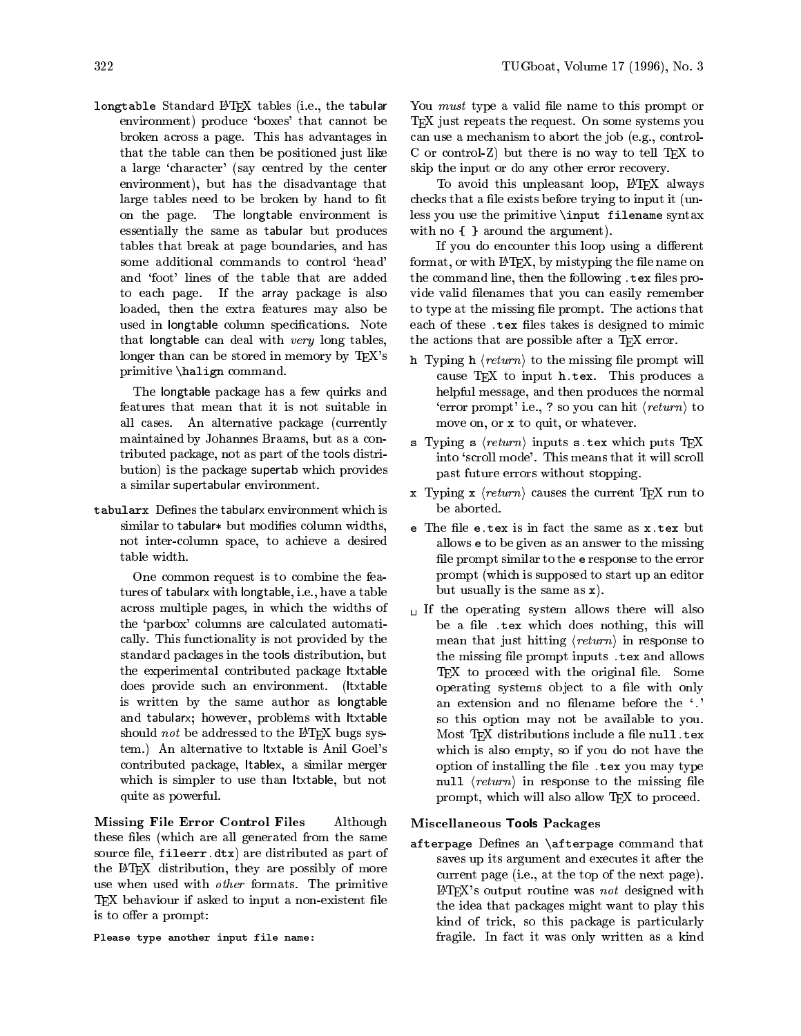**longtable** Standard LaTeX tables (i.e., the tabular environment) produce 'boxes' that cannot be broken across a page. This has advantages in that the table can then be positioned just like a large 'character' (say centred by the center environment), but has the disadvantage that large tables need to be broken by hand to fit on the page. The longtable environment is essentially the same as tabular but produces tables that break at page boundaries, and has some additional commands to control 'head' and 'foot' lines of the table that are added to each page. If the array package is also loaded, then the extra features may also be used in longtable column specifications. Note that longtable can deal with *very* long tables, longer than can be stored in memory by TeX's primitive `\halign` command.

The longtable package has a few quirks and features that mean that it is not suitable in all cases. An alternative package (currently maintained by Johannes Braams, but as a contributed package, not as part of the tools distribution) is the package supertab which provides a similar supertabular environment.

**tabularx** Defines the tabularx environment which is similar to tabular* but modifies column widths, not inter-column space, to achieve a desired table width.

One common request is to combine the features of tabularx with longtable, i.e., have a table across multiple pages, in which the widths of the 'parbox' columns are calculated automatically. This functionality is not provided by the standard packages in the tools distribution, but the experimental contributed package ltxtable does provide such an environment. (ltxtable is written by the same author as longtable and tabularx; however, problems with ltxtable should *not* be addressed to the LaTeX bugs system.) An alternative to ltxtable is Anil Goel's contributed package, ltablex, a similar merger which is simpler to use than ltxtable, but not quite as powerful.

**Missing File Error Control Files** Although these files (which are all generated from the same source file, `fileerr.dtx`) are distributed as part of the LaTeX distribution, they are possibly of more use when used with *other* formats. The primitive TeX behaviour if asked to input a non-existent file is to offer a prompt:

```
Please type another input file name:
```

You *must* type a valid file name to this prompt or TeX just repeats the request. On some systems you can use a mechanism to abort the job (e.g., control-C or control-Z) but there is no way to tell TeX to skip the input or do any other error recovery.

To avoid this unpleasant loop, LaTeX always checks that a file exists before trying to input it (unless you use the primitive `\input filename` syntax with no `{ }` around the argument).

If you do encounter this loop using a different format, or with LaTeX, by mistyping the file name on the command line, then the following `.tex` files provide valid filenames that you can easily remember to type at the missing file prompt. The actions that each of these `.tex` files takes is designed to mimic the actions that are possible after a TeX error.

- `h` Typing `h` ⟨*return*⟩ to the missing file prompt will cause TeX to input `h.tex`. This produces a helpful message, and then produces the normal 'error prompt' i.e., `?` so you can hit ⟨*return*⟩ to move on, or `x` to quit, or whatever.
- `s` Typing `s` ⟨*return*⟩ inputs `s.tex` which puts TeX into 'scroll mode'. This means that it will scroll past future errors without stopping.
- `x` Typing `x` ⟨*return*⟩ causes the current TeX run to be aborted.
- `e` The file `e.tex` is in fact the same as `x.tex` but allows `e` to be given as an answer to the missing file prompt similar to the `e` response to the error prompt (which is supposed to start up an editor but usually is the same as `x`).
- ␣ If the operating system allows there will also be a file `.tex` which does nothing, this will mean that just hitting ⟨*return*⟩ in response to the missing file prompt inputs `.tex` and allows TeX to proceed with the original file. Some operating systems object to a file with only an extension and no filename before the '.' so this option may not be available to you. Most TeX distributions include a file `null.tex` which is also empty, so if you do not have the option of installing the file `.tex` you may type `null` ⟨*return*⟩ in response to the missing file prompt, which will also allow TeX to proceed.

**Miscellaneous Tools Packages**

**afterpage** Defines an `\afterpage` command that saves up its argument and executes it after the current page (i.e., at the top of the next page). LaTeX's output routine was *not* designed with the idea that packages might want to play this kind of trick, so this package is particularly fragile. In fact it was only written as a kind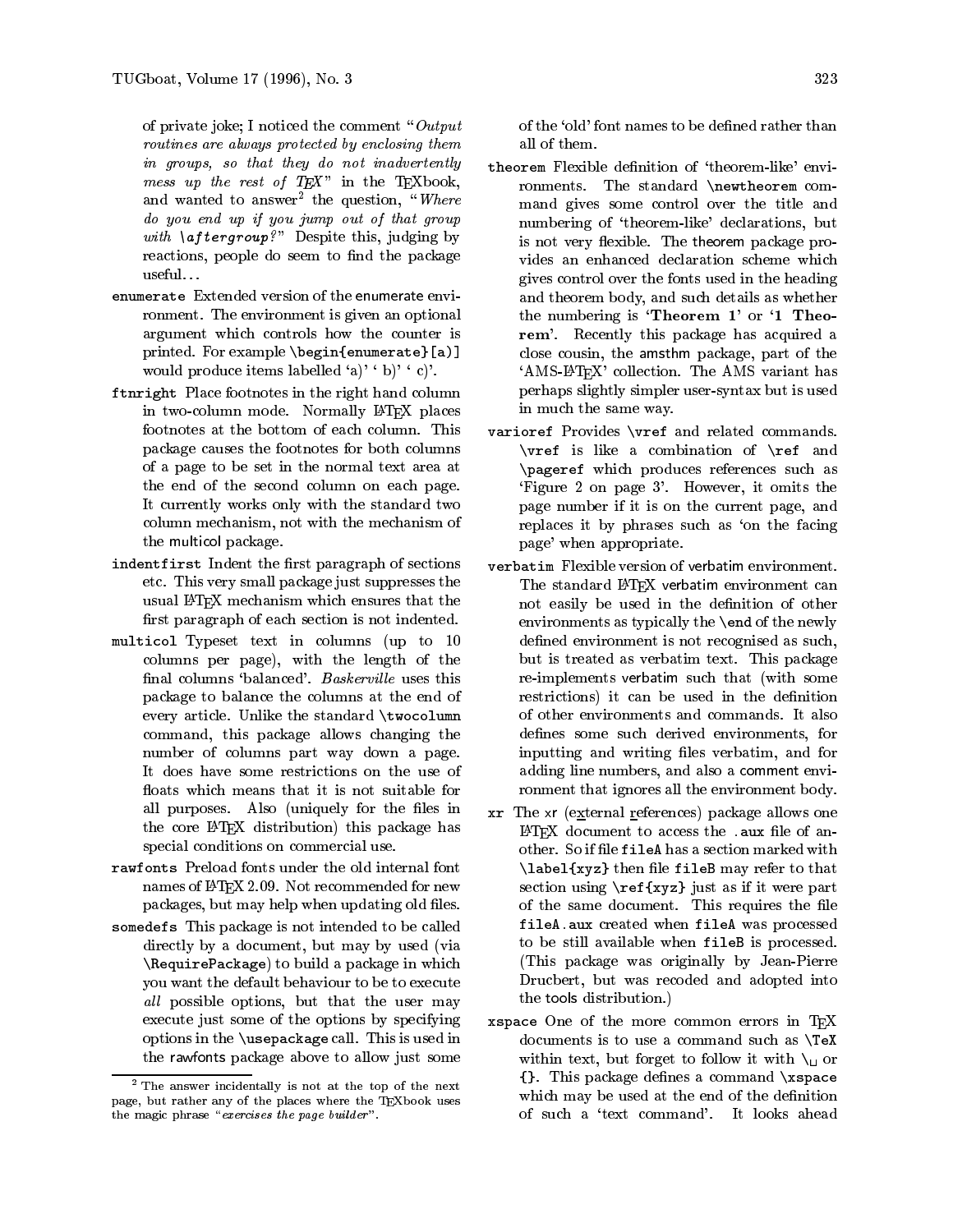of private joke; I noticed the comment "*Output routines are always protected by enclosing them in groups, so that they do not inadvertently mess up the rest of TEX*" in the TEXbook, and wanted to answer[2] the question, "*Where do you end up if you jump out of that group with \aftergroup?*" Despite this, judging by reactions, people do seem to find the package useful...

- `enumerate` Extended version of the enumerate environment. The environment is given an optional argument which controls how the counter is printed. For example `\begin{enumerate}[a)]` would produce items labelled 'a)' ' b)' ' c)'.
- `ftnright` Place footnotes in the right hand column in two-column mode. Normally LATEX places footnotes at the bottom of each column. This package causes the footnotes for both columns of a page to be set in the normal text area at the end of the second column on each page. It currently works only with the standard two column mechanism, not with the mechanism of the multicol package.
- `indentfirst` Indent the first paragraph of sections etc. This very small package just suppresses the usual LATEX mechanism which ensures that the first paragraph of each section is not indented.
- `multicol` Typeset text in columns (up to 10 columns per page), with the length of the final columns 'balanced'. *Baskerville* uses this package to balance the columns at the end of every article. Unlike the standard `\twocolumn` command, this package allows changing the number of columns part way down a page. It does have some restrictions on the use of floats which means that it is not suitable for all purposes. Also (uniquely for the files in the core LATEX distribution) this package has special conditions on commercial use.
- `rawfonts` Preload fonts under the old internal font names of LATEX 2.09. Not recommended for new packages, but may help when updating old files.
- `somedefs` This package is not intended to be called directly by a document, but may by used (via `\RequirePackage`) to build a package in which you want the default behaviour to be to execute *all* possible options, but that the user may execute just some of the options by specifying options in the `\usepackage` call. This is used in the rawfonts package above to allow just some of the 'old' font names to be defined rather than all of them.
- `theorem` Flexible definition of 'theorem-like' environments. The standard `\newtheorem` command gives some control over the title and numbering of 'theorem-like' declarations, but is not very flexible. The theorem package provides an enhanced declaration scheme which gives control over the fonts used in the heading and theorem body, and such details as whether the numbering is '**Theorem 1**' or '**1 Theorem**'. Recently this package has acquired a close cousin, the amsthm package, part of the 'AMS-LATEX' collection. The AMS variant has perhaps slightly simpler user-syntax but is used in much the same way.
- `varioref` Provides `\vref` and related commands. `\vref` is like a combination of `\ref` and `\pageref` which produces references such as 'Figure 2 on page 3'. However, it omits the page number if it is on the current page, and replaces it by phrases such as 'on the facing page' when appropriate.
- `verbatim` Flexible version of verbatim environment. The standard LATEX verbatim environment can not easily be used in the definition of other environments as typically the `\end` of the newly defined environment is not recognised as such, but is treated as verbatim text. This package re-implements verbatim such that (with some restrictions) it can be used in the definition of other environments and commands. It also defines some such derived environments, for inputting and writing files verbatim, and for adding line numbers, and also a comment environment that ignores all the environment body.
- `xr` The xr (external references) package allows one LATEX document to access the `.aux` file of another. So if file `fileA` has a section marked with `\label{xyz}` then file `fileB` may refer to that section using `\ref{xyz}` just as if it were part of the same document. This requires the file `fileA.aux` created when `fileA` was processed to be still available when `fileB` is processed. (This package was originally by Jean-Pierre Drucbert, but was recoded and adopted into the tools distribution.)
- `xspace` One of the more common errors in TEX documents is to use a command such as `\TeX` within text, but forget to follow it with `\␣` or `{}`. This package defines a command `\xspace` which may be used at the end of the definition of such a 'text command'. It looks ahead

[2] The answer incidentally is not at the top of the next page, but rather any of the places where the TEXbook uses the magic phrase "*exercises the page builder*".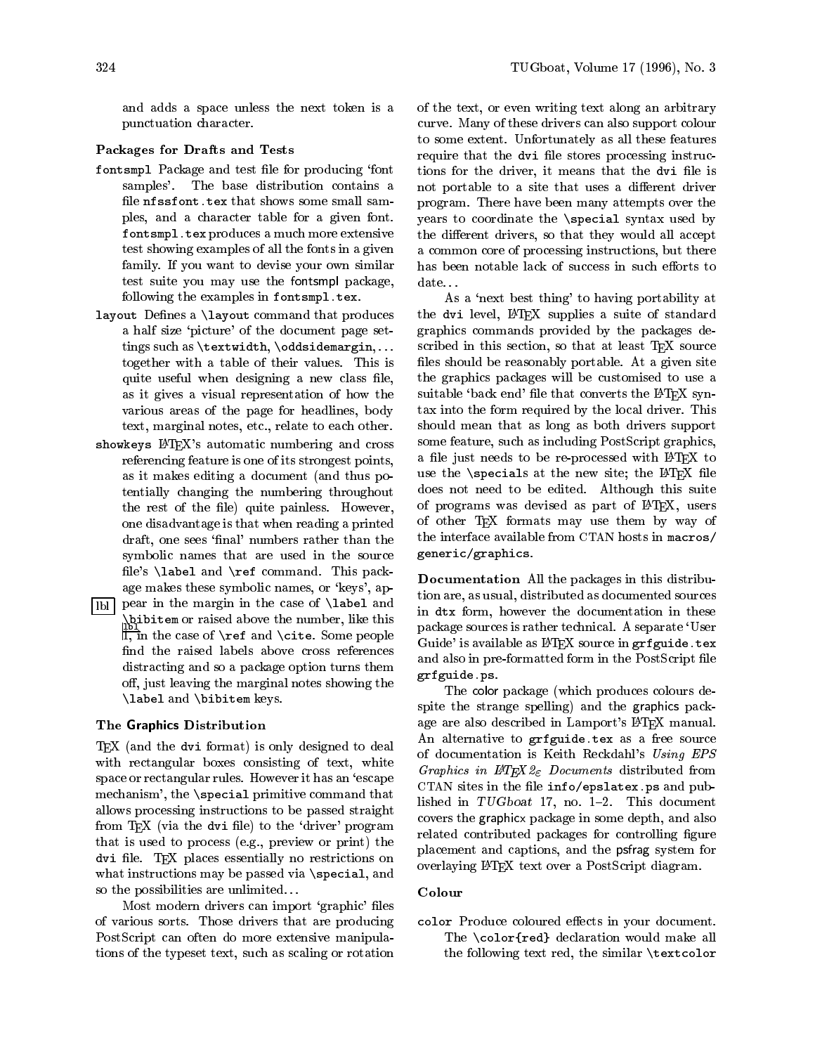and adds a space unless the next token is a punctuation character.

### Packages for Drafts and Tests

`fontsmpl` Package and test file for producing 'font samples'. The base distribution contains a file `nfssfont.tex` that shows some small samples, and a character table for a given font. `fontsmpl.tex` produces a much more extensive test showing examples of all the fonts in a given family. If you want to devise your own similar test suite you may use the fontsmpl package, following the examples in `fontsmpl.tex`.

`layout` Defines a `\layout` command that produces a half size 'picture' of the document page settings such as `\textwidth`, `\oddsidemargin`, … together with a table of their values. This is quite useful when designing a new class file, as it gives a visual representation of how the various areas of the page for headlines, body text, marginal notes, etc., relate to each other.

`showkeys` LaTeX's automatic numbering and cross referencing feature is one of its strongest points, as it makes editing a document (and thus potentially changing the numbering throughout the rest of the file) quite painless. However, one disadvantage is that when reading a printed draft, one sees 'final' numbers rather than the symbolic names that are used in the source file's `\label` and `\ref` command. This package makes these symbolic names, or 'keys', appear in the margin in the case of `\label` and `\bibitem` or raised above the number, like this 1, in the case of `\ref` and `\cite`. Some people find the raised labels above cross references distracting and so a package option turns them off, just leaving the marginal notes showing the `\label` and `\bibitem` keys.

### The Graphics Distribution

TeX (and the `dvi` format) is only designed to deal with rectangular boxes consisting of text, white space or rectangular rules. However it has an 'escape mechanism', the `\special` primitive command that allows processing instructions to be passed straight from TeX (via the `dvi` file) to the 'driver' program that is used to process (e.g., preview or print) the `dvi` file. TeX places essentially no restrictions on what instructions may be passed via `\special`, and so the possibilities are unlimited…

Most modern drivers can import 'graphic' files of various sorts. Those drivers that are producing PostScript can often do more extensive manipulations of the typeset text, such as scaling or rotation of the text, or even writing text along an arbitrary curve. Many of these drivers can also support colour to some extent. Unfortunately as all these features require that the `dvi` file stores processing instructions for the driver, it means that the `dvi` file is not portable to a site that uses a different driver program. There have been many attempts over the years to coordinate the `\special` syntax used by the different drivers, so that they would all accept a common core of processing instructions, but there has been notable lack of success in such efforts to date…

As a 'next best thing' to having portability at the `dvi` level, LaTeX supplies a suite of standard graphics commands provided by the packages described in this section, so that at least TeX source files should be reasonably portable. At a given site the graphics packages will be customised to use a suitable 'back end' file that converts the LaTeX syntax into the form required by the local driver. This should mean that as long as both drivers support some feature, such as including PostScript graphics, a file just needs to be re-processed with LaTeX to use the `\special`s at the new site; the LaTeX file does not need to be edited. Although this suite of programs was devised as part of LaTeX, users of other TeX formats may use them by way of the interface available from CTAN hosts in `macros/generic/graphics`.

**Documentation** All the packages in this distribution are, as usual, distributed as documented sources in `dtx` form, however the documentation in these package sources is rather technical. A separate 'User Guide' is available as LaTeX source in `grfguide.tex` and also in pre-formatted form in the PostScript file `grfguide.ps`.

The color package (which produces colours despite the strange spelling) and the graphics package are also described in Lamport's LaTeX manual. An alternative to `grfguide.tex` as a free source of documentation is Keith Reckdahl's *Using EPS Graphics in LaTeX 2ε Documents* distributed from CTAN sites in the file `info/epslatex.ps` and published in *TUGboat* 17, no. 1–2. This document covers the graphicx package in some depth, and also related contributed packages for controlling figure placement and captions, and the psfrag system for overlaying LaTeX text over a PostScript diagram.

### Colour

`color` Produce coloured effects in your document. The `\color{red}` declaration would make all the following text red, the similar `\textcolor`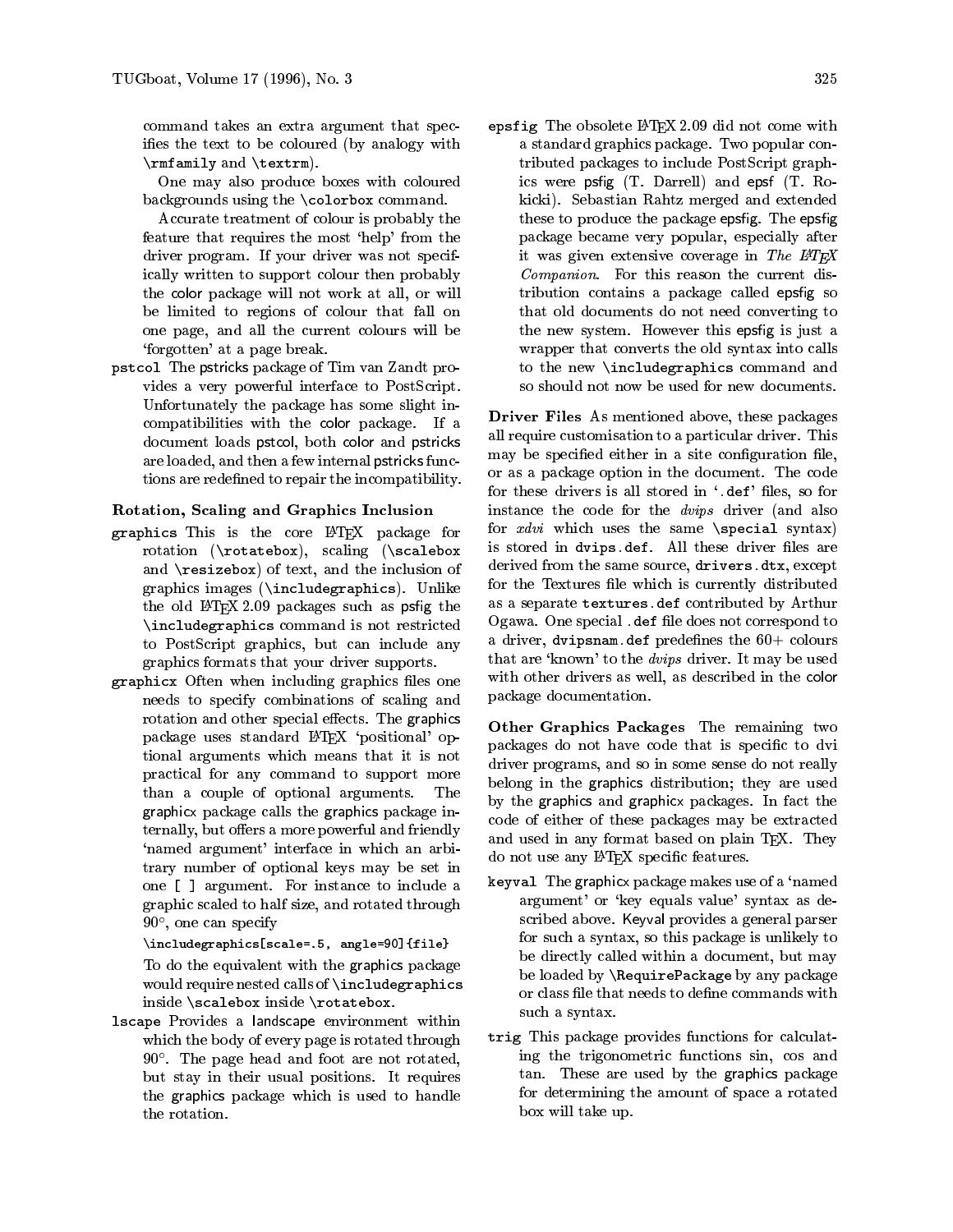command takes an extra argument that specifies the text to be coloured (by analogy with `\rmfamily` and `\textrm`).

One may also produce boxes with coloured backgrounds using the `\colorbox` command.

Accurate treatment of colour is probably the feature that requires the most 'help' from the driver program. If your driver was not specifically written to support colour then probably the color package will not work at all, or will be limited to regions of colour that fall on one page, and all the current colours will be 'forgotten' at a page break.

**pstcol** The pstricks package of Tim van Zandt provides a very powerful interface to PostScript. Unfortunately the package has some slight incompatibilities with the color package. If a document loads pstcol, both color and pstricks are loaded, and then a few internal pstricks functions are redefined to repair the incompatibility.

### Rotation, Scaling and Graphics Inclusion

**graphics** This is the core LaTeX package for rotation (`\rotatebox`), scaling (`\scalebox` and `\resizebox`) of text, and the inclusion of graphics images (`\includegraphics`). Unlike the old LaTeX 2.09 packages such as psfig the `\includegraphics` command is not restricted to PostScript graphics, but can include any graphics formats that your driver supports.

**graphicx** Often when including graphics files one needs to specify combinations of scaling and rotation and other special effects. The graphics package uses standard LaTeX 'positional' optional arguments which means that it is not practical for any command to support more than a couple of optional arguments. The graphicx package calls the graphics package internally, but offers a more powerful and friendly 'named argument' interface in which an arbitrary number of optional keys may be set in one [ ] argument. For instance to include a graphic scaled to half size, and rotated through 90°, one can specify

```
\includegraphics[scale=.5, angle=90]{file}
```

To do the equivalent with the graphics package would require nested calls of `\includegraphics` inside `\scalebox` inside `\rotatebox`.

**lscape** Provides a landscape environment within which the body of every page is rotated through 90°. The page head and foot are not rotated, but stay in their usual positions. It requires the graphics package which is used to handle the rotation.

**epsfig** The obsolete LaTeX 2.09 did not come with a standard graphics package. Two popular contributed packages to include PostScript graphics were psfig (T. Darrell) and epsf (T. Rokicki). Sebastian Rahtz merged and extended these to produce the package epsfig. The epsfig package became very popular, especially after it was given extensive coverage in *The LaTeX Companion*. For this reason the current distribution contains a package called epsfig so that old documents do not need converting to the new system. However this epsfig is just a wrapper that converts the old syntax into calls to the new `\includegraphics` command and so should not now be used for new documents.

**Driver Files** As mentioned above, these packages all require customisation to a particular driver. This may be specified either in a site configuration file, or as a package option in the document. The code for these drivers is all stored in '`.def`' files, so for instance the code for the *dvips* driver (and also for *xdvi* which uses the same `\special` syntax) is stored in `dvips.def`. All these driver files are derived from the same source, `drivers.dtx`, except for the Textures file which is currently distributed as a separate `textures.def` contributed by Arthur Ogawa. One special `.def` file does not correspond to a driver, `dvipsnam.def` predefines the 60+ colours that are 'known' to the *dvips* driver. It may be used with other drivers as well, as described in the color package documentation.

**Other Graphics Packages** The remaining two packages do not have code that is specific to dvi driver programs, and so in some sense do not really belong in the graphics distribution; they are used by the graphics and graphicx packages. In fact the code of either of these packages may be extracted and used in any format based on plain TeX. They do not use any LaTeX specific features.

**keyval** The graphicx package makes use of a 'named argument' or 'key equals value' syntax as described above. Keyval provides a general parser for such a syntax, so this package is unlikely to be directly called within a document, but may be loaded by `\RequirePackage` by any package or class file that needs to define commands with such a syntax.

**trig** This package provides functions for calculating the trigonometric functions sin, cos and tan. These are used by the graphics package for determining the amount of space a rotated box will take up.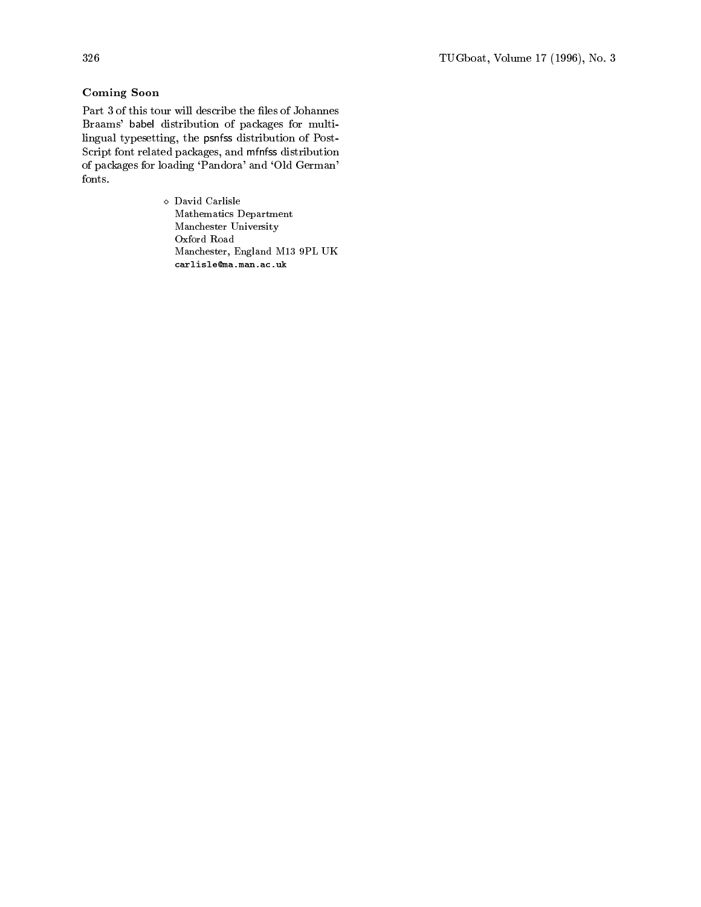### Coming Soon

Part 3 of this tour will describe the files of Johannes Braams' babel distribution of packages for multilingual typesetting, the psnfss distribution of PostScript font related packages, and mfnfss distribution of packages for loading 'Pandora' and 'Old German' fonts.

◇ David Carlisle  
Mathematics Department  
Manchester University  
Oxford Road  
Manchester, England M13 9PL UK  
`carlisle@ma.man.ac.uk`